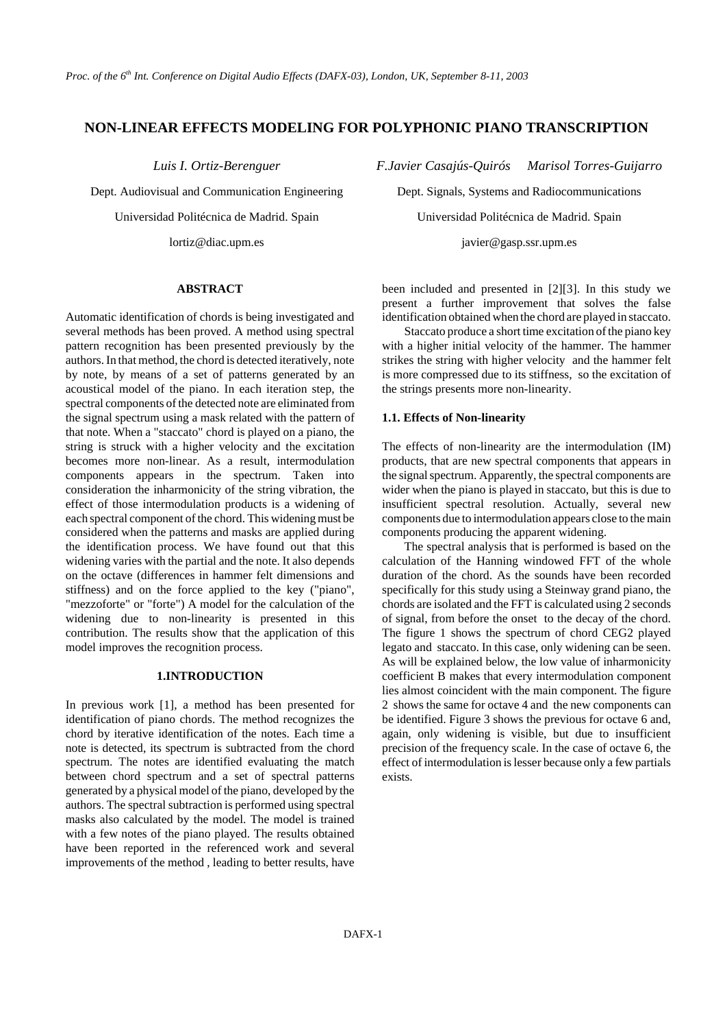# NON-LINEAR EFFECTS MODELING FOR POLYPHONIC PIANO TRANSCRIPTION

*Luis I. Ortiz-Berenguer*

Dept. Audiovisual and Communication Engineering

Universidad Politécnica de Madrid. Spain

lortiz@diac.upm.es

*F.Javier Casajús-Quirós* *Marisol Torres-Guijarro*

Dept. Signals, Systems and Radiocommunications

Universidad Politécnica de Madrid. Spain

javier@gasp.ssr.upm.es

## ABSTRACT

Automatic identification of chords is being investigated and several methods has been proved. A method using spectral pattern recognition has been presented previously by the authors. In that method, the chord is detected iteratively, note by note, by means of a set of patterns generated by an acoustical model of the piano. In each iteration step, the spectral components of the detected note are eliminated from the signal spectrum using a mask related with the pattern of that note. When a "staccato" chord is played on a piano, the string is struck with a higher velocity and the excitation becomes more non-linear. As a result, intermodulation components appears in the spectrum. Taken into consideration the inharmonicity of the string vibration, the effect of those intermodulation products is a widening of each spectral component of the chord. This widening must be considered when the patterns and masks are applied during the identification process. We have found out that this widening varies with the partial and the note. It also depends on the octave (differences in hammer felt dimensions and stiffness) and on the force applied to the key ("piano", "mezzoforte" or "forte") A model for the calculation of the widening due to non-linearity is presented in this contribution. The results show that the application of this model improves the recognition process.

## 1.INTRODUCTION

In previous work [1], a method has been presented for identification of piano chords. The method recognizes the chord by iterative identification of the notes. Each time a note is detected, its spectrum is subtracted from the chord spectrum. The notes are identified evaluating the match between chord spectrum and a set of spectral patterns generated by a physical model of the piano, developed by the authors. The spectral subtraction is performed using spectral masks also calculated by the model. The model is trained with a few notes of the piano played. The results obtained have been reported in the referenced work and several improvements of the method , leading to better results, have been included and presented in [2][3]. In this study we present a further improvement that solves the false identification obtained when the chord are played in staccato.

Staccato produce a short time excitation of the piano key with a higher initial velocity of the hammer. The hammer strikes the string with higher velocity and the hammer felt is more compressed due to its stiffness, so the excitation of the strings presents more non-linearity.

### 1.1. Effects of Non-linearity

The effects of non-linearity are the intermodulation (IM) products, that are new spectral components that appears in the signal spectrum. Apparently, the spectral components are wider when the piano is played in staccato, but this is due to insufficient spectral resolution. Actually, several new components due to intermodulation appears close to the main components producing the apparent widening.

The spectral analysis that is performed is based on the calculation of the Hanning windowed FFT of the whole duration of the chord. As the sounds have been recorded specifically for this study using a Steinway grand piano, the chords are isolated and the FFT is calculated using 2 seconds of signal, from before the onset to the decay of the chord. The figure 1 shows the spectrum of chord CEG2 played legato and staccato. In this case, only widening can be seen. As will be explained below, the low value of inharmonicity coefficient B makes that every intermodulation component lies almost coincident with the main component. The figure 2 shows the same for octave 4 and the new components can be identified. Figure 3 shows the previous for octave 6 and, again, only widening is visible, but due to insufficient precision of the frequency scale. In the case of octave 6, the effect of intermodulation is lesser because only a few partials exists.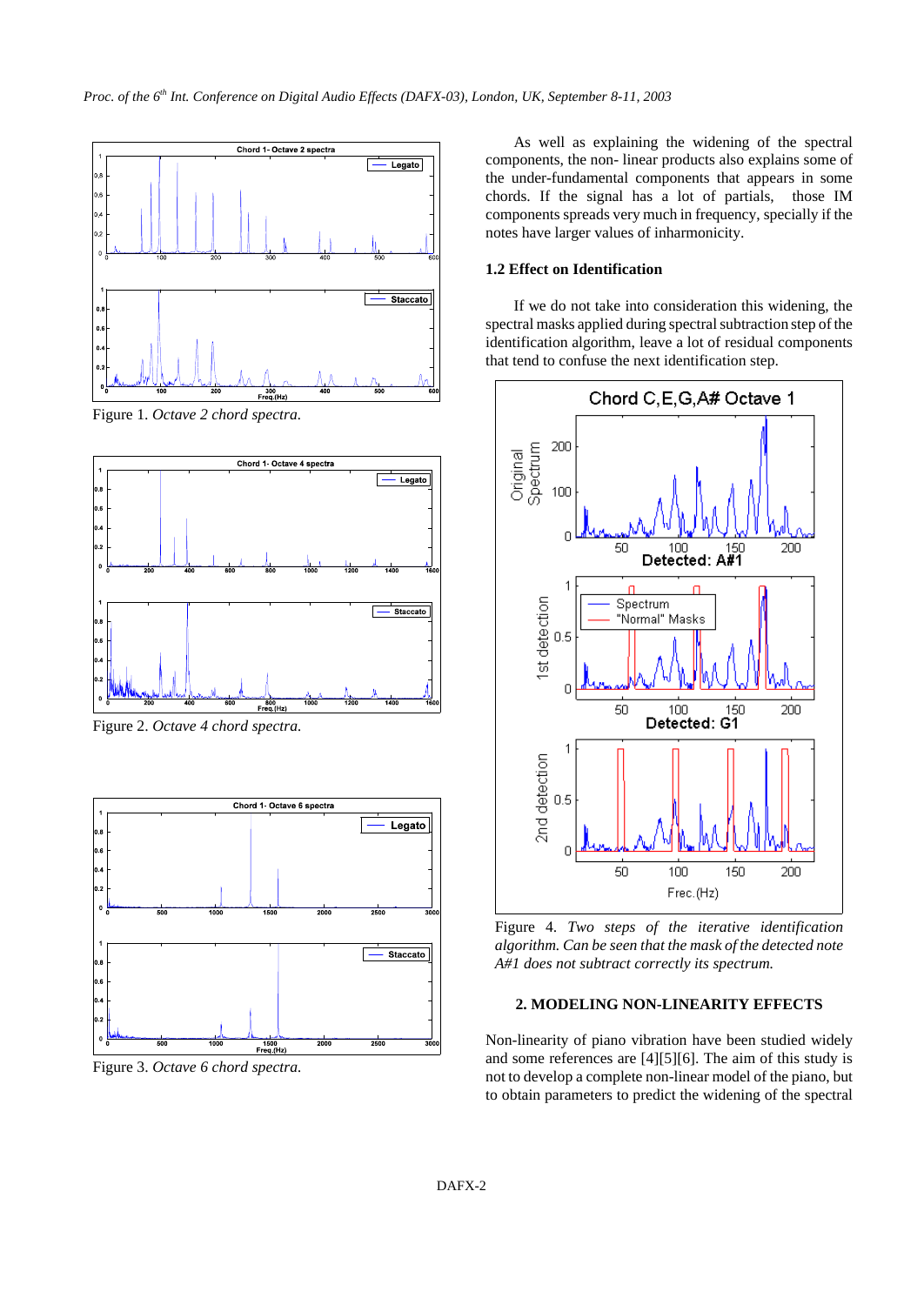Figure 1. *Octave 2 chord spectra.*

Figure 2. *Octave 4 chord spectra.*

Figure 3. *Octave 6 chord spectra.*

As well as explaining the widening of the spectral components, the non- linear products also explains some of the under-fundamental components that appears in some chords. If the signal has a lot of partials, those IM components spreads very much in frequency, specially if the notes have larger values of inharmonicity.

### 1.2 Effect on Identification

If we do not take into consideration this widening, the spectral masks applied during spectral subtraction step of the identification algorithm, leave a lot of residual components that tend to confuse the next identification step.

Figure 4. *Two steps of the iterative identification algorithm. Can be seen that the mask of the detected note A#1 does not subtract correctly its spectrum.*

## 2. MODELING NON-LINEARITY EFFECTS

Non-linearity of piano vibration have been studied widely and some references are [4][5][6]. The aim of this study is not to develop a complete non-linear model of the piano, but to obtain parameters to predict the widening of the spectral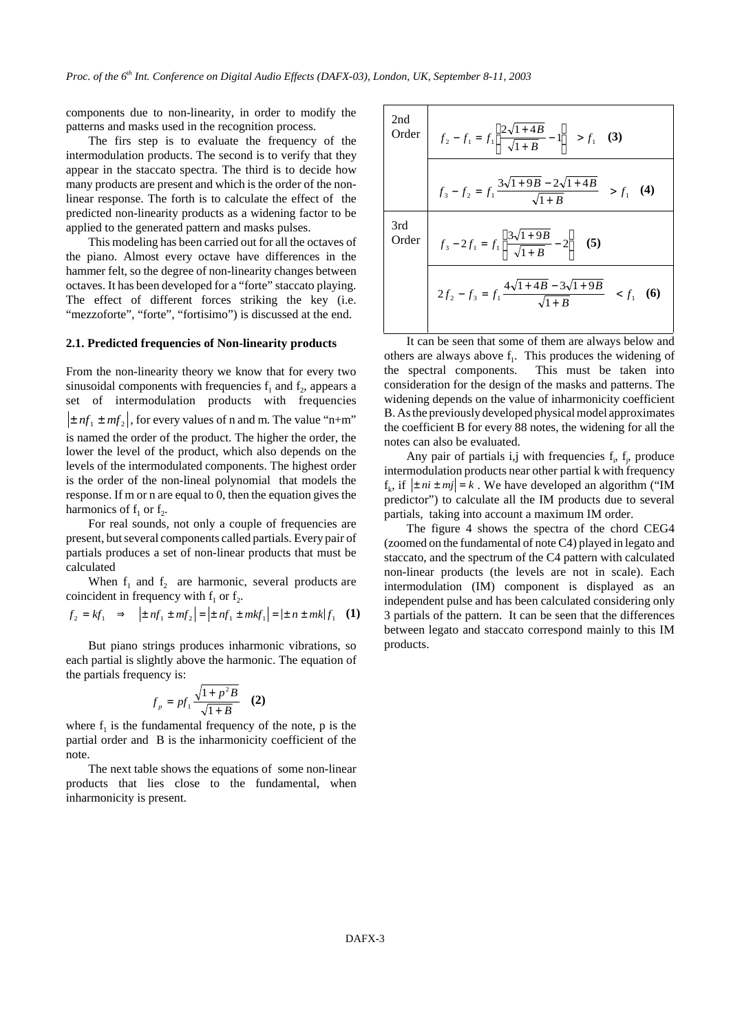components due to non-linearity, in order to modify the patterns and masks used in the recognition process.

The firs step is to evaluate the frequency of the intermodulation products. The second is to verify that they appear in the staccato spectra. The third is to decide how many products are present and which is the order of the non-linear response. The forth is to calculate the effect of the predicted non-linearity products as a widening factor to be applied to the generated pattern and masks pulses.

This modeling has been carried out for all the octaves of the piano. Almost every octave have differences in the hammer felt, so the degree of non-linearity changes between octaves. It has been developed for a "forte" staccato playing. The effect of different forces striking the key (i.e. "mezzoforte", "forte", "fortisimo") is discussed at the end.

### 2.1. Predicted frequencies of Non-linearity products

From the non-linearity theory we know that for every two sinusoidal components with frequencies $f_1$ and $f_2$, appears a set of intermodulation products with frequencies $\left|\pm nf_1 \pm mf_2\right|$, for every values of n and m. The value "n+m" is named the order of the product. The higher the order, the lower the level of the product, which also depends on the levels of the intermodulated components. The highest order is the order of the non-lineal polynomial that models the response. If m or n are equal to 0, then the equation gives the harmonics of $f_1$ or $f_2$.

For real sounds, not only a couple of frequencies are present, but several components called partials. Every pair of partials produces a set of non-linear products that must be calculated

When $f_1$ and $f_2$ are harmonic, several products are coincident in frequency with $f_1$ or $f_2$.

$$f_2 = kf_1 \quad \Rightarrow \quad \left|\pm nf_1 \pm mf_2\right| = \left|\pm nf_1 \pm mkf_1\right| = \left|\pm n \pm mk\right| f_1 \quad \textbf{(1)}$$

But piano strings produces inharmonic vibrations, so each partial is slightly above the harmonic. The equation of the partials frequency is:

$$f_p = pf_1 \frac{\sqrt{1+p^2B}}{\sqrt{1+B}} \quad \textbf{(2)}$$

where $f_1$ is the fundamental frequency of the note, p is the partial order and B is the inharmonicity coefficient of the note.

The next table shows the equations of some non-linear products that lies close to the fundamental, when inharmonicity is present.

| | |
|---|---|
| 2nd Order | $f_2 - f_1 = f_1\left(\frac{2\sqrt{1+4B}}{\sqrt{1+B}} - 1\right) > f_1$ **(3)** |
| | $f_3 - f_2 = f_1 \frac{3\sqrt{1+9B} - 2\sqrt{1+4B}}{\sqrt{1+B}} > f_1$ **(4)** |
| 3rd Order | $f_3 - 2f_1 = f_1\left(\frac{3\sqrt{1+9B}}{\sqrt{1+B}} - 2\right)$ **(5)** |
| | $2f_2 - f_3 = f_1 \frac{4\sqrt{1+4B} - 3\sqrt{1+9B}}{\sqrt{1+B}} < f_1$ **(6)** |

It can be seen that some of them are always below and others are always above $f_1$. This produces the widening of the spectral components. This must be taken into consideration for the design of the masks and patterns. The widening depends on the value of inharmonicity coefficient B. As the previously developed physical model approximates the coefficient B for every 88 notes, the widening for all the notes can also be evaluated.

Any pair of partials i,j with frequencies $f_i$, $f_j$, produce intermodulation products near other partial k with frequency $f_k$, if $\left|\pm ni \pm mj\right| = k$. We have developed an algorithm ("IM predictor") to calculate all the IM products due to several partials, taking into account a maximum IM order.

The figure 4 shows the spectra of the chord CEG4 (zoomed on the fundamental of note C4) played in legato and staccato, and the spectrum of the C4 pattern with calculated non-linear products (the levels are not in scale). Each intermodulation (IM) component is displayed as an independent pulse and has been calculated considering only 3 partials of the pattern. It can be seen that the differences between legato and staccato correspond mainly to this IM products.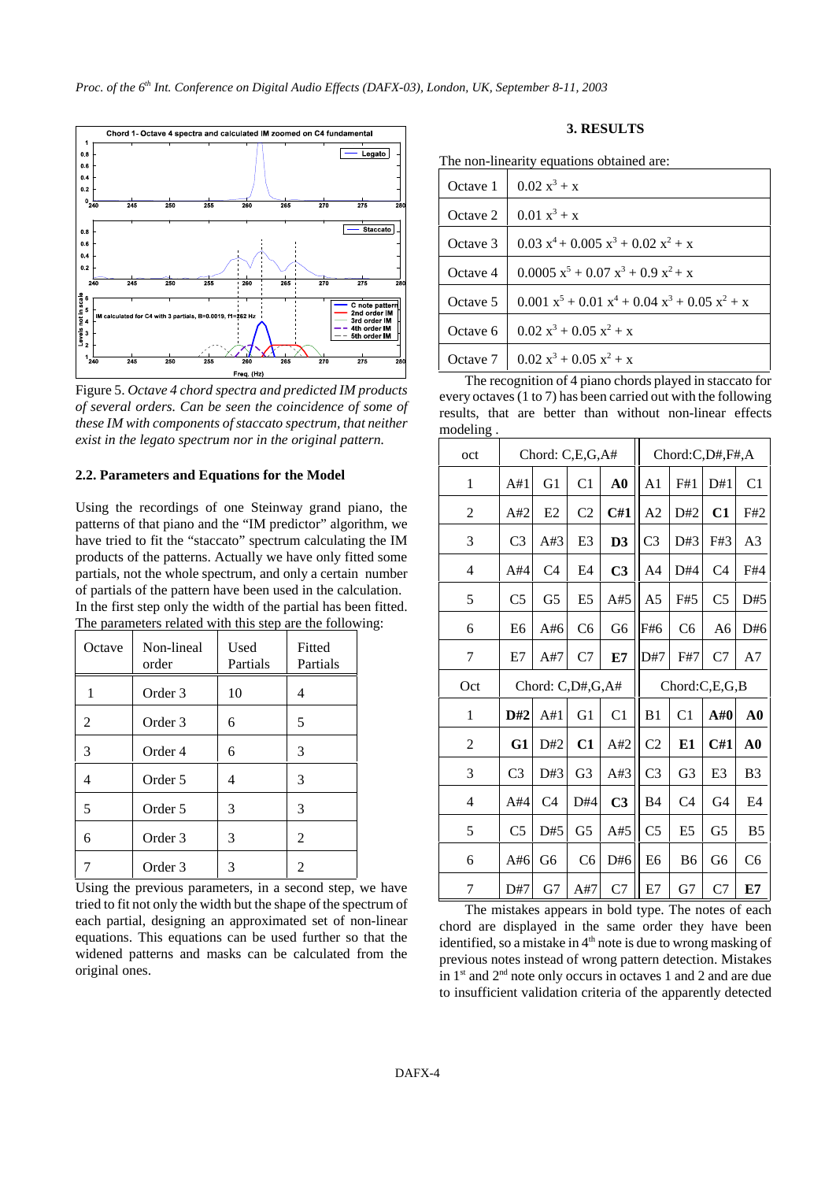Figure 5. *Octave 4 chord spectra and predicted IM products of several orders. Can be seen the coincidence of some of these IM with components of staccato spectrum, that neither exist in the legato spectrum nor in the original pattern.*

### 2.2. Parameters and Equations for the Model

Using the recordings of one Steinway grand piano, the patterns of that piano and the "IM predictor" algorithm, we have tried to fit the "staccato" spectrum calculating the IM products of the patterns. Actually we have only fitted some partials, not the whole spectrum, and only a certain number of partials of the pattern have been used in the calculation.

In the first step only the width of the partial has been fitted. The parameters related with this step are the following:

| Octave | Non-lineal order | Used Partials | Fitted Partials |
|---|---|---|---|
| 1 | Order 3 | 10 | 4 |
| 2 | Order 3 | 6 | 5 |
| 3 | Order 4 | 6 | 3 |
| 4 | Order 5 | 4 | 3 |
| 5 | Order 5 | 3 | 3 |
| 6 | Order 3 | 3 | 2 |
| 7 | Order 3 | 3 | 2 |

Using the previous parameters, in a second step, we have tried to fit not only the width but the shape of the spectrum of each partial, designing an approximated set of non-linear equations. This equations can be used further so that the widened patterns and masks can be calculated from the original ones.

## 3. RESULTS

The non-linearity equations obtained are:

| | |
|---|---|
| Octave 1 | $0.02\ x^3 + x$ |
| Octave 2 | $0.01\ x^3 + x$ |
| Octave 3 | $0.03\ x^4 + 0.005\ x^3 + 0.02\ x^2 + x$ |
| Octave 4 | $0.0005\ x^5 + 0.07\ x^3 + 0.9\ x^2 + x$ |
| Octave 5 | $0.001\ x^5 + 0.01\ x^4 + 0.04\ x^3 + 0.05\ x^2 + x$ |
| Octave 6 | $0.02\ x^3 + 0.05\ x^2 + x$ |
| Octave 7 | $0.02\ x^3 + 0.05\ x^2 + x$ |

The recognition of 4 piano chords played in staccato for every octaves (1 to 7) has been carried out with the following results, that are better than without non-linear effects modeling .

| oct | Chord: C,E,G,A# | | | | Chord:C,D#,F#,A | | | |
|---|---|---|---|---|---|---|---|---|
| 1 | A#1 | G1 | C1 | **A0** | A1 | F#1 | D#1 | C1 |
| 2 | A#2 | E2 | C2 | **C#1** | A2 | D#2 | **C1** | F#2 |
| 3 | C3 | A#3 | E3 | **D3** | C3 | D#3 | F#3 | A3 |
| 4 | A#4 | C4 | E4 | **C3** | A4 | D#4 | C4 | F#4 |
| 5 | C5 | G5 | E5 | A#5 | A5 | F#5 | C5 | D#5 |
| 6 | E6 | A#6 | C6 | G6 | F#6 | C6 | A6 | D#6 |
| 7 | E7 | A#7 | C7 | **E7** | D#7 | F#7 | C7 | A7 |
| Oct | Chord: C,D#,G,A# | | | | Chord:C,E,G,B | | | |
| 1 | **D#2** | A#1 | G1 | C1 | B1 | C1 | **A#0** | **A0** |
| 2 | **G1** | D#2 | **C1** | A#2 | C2 | **E1** | **C#1** | **A0** |
| 3 | C3 | D#3 | G3 | A#3 | C3 | G3 | E3 | B3 |
| 4 | A#4 | C4 | D#4 | **C3** | B4 | C4 | G4 | E4 |
| 5 | C5 | D#5 | G5 | A#5 | C5 | E5 | G5 | B5 |
| 6 | A#6 | G6 | C6 | D#6 | E6 | B6 | G6 | C6 |
| 7 | D#7 | G7 | A#7 | C7 | E7 | G7 | C7 | **E7** |

The mistakes appears in bold type. The notes of each chord are displayed in the same order they have been identified, so a mistake in 4th note is due to wrong masking of previous notes instead of wrong pattern detection. Mistakes in 1st and 2nd note only occurs in octaves 1 and 2 and are due to insufficient validation criteria of the apparently detected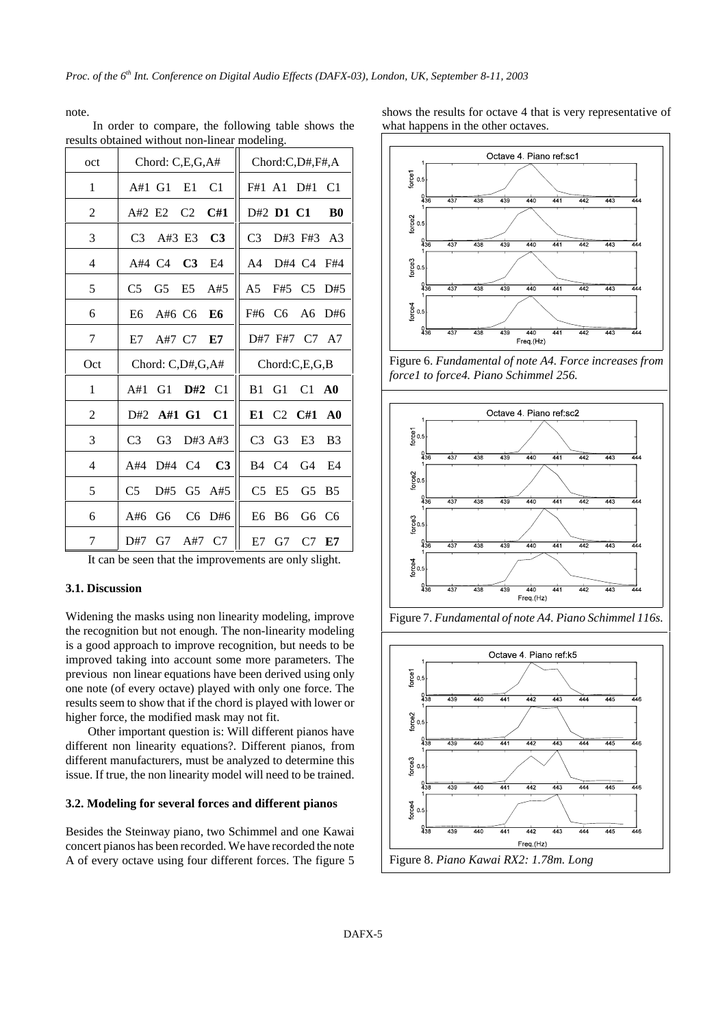note.

In order to compare, the following table shows the results obtained without non-linear modeling.

| oct | Chord: C,E,G,A# | Chord:C,D#,F#,A |
|---|---|---|
| 1 | A#1 G1 E1 C1 | F#1 A1 D#1 C1 |
| 2 | A#2 E2 C2 **C#1** | D#2 **D1** **C1** **B0** |
| 3 | C3 A#3 E3 **C3** | C3 D#3 F#3 A3 |
| 4 | A#4 C4 **C3** E4 | A4 D#4 C4 F#4 |
| 5 | C5 G5 E5 A#5 | A5 F#5 C5 D#5 |
| 6 | E6 A#6 C6 **E6** | F#6 C6 A6 D#6 |
| 7 | E7 A#7 C7 **E7** | D#7 F#7 C7 A7 |
| Oct | Chord: C,D#,G,A# | Chord:C,E,G,B |
| 1 | A#1 G1 **D#2** C1 | B1 G1 C1 **A0** |
| 2 | D#2 **A#1** **G1** **C1** | **E1** C2 **C#1** **A0** |
| 3 | C3 G3 D#3 A#3 | C3 G3 E3 B3 |
| 4 | A#4 D#4 C4 **C3** | B4 C4 G4 E4 |
| 5 | C5 D#5 G5 A#5 | C5 E5 G5 B5 |
| 6 | A#6 G6 C6 D#6 | E6 B6 G6 C6 |
| 7 | D#7 G7 A#7 C7 | E7 G7 C7 **E7** |

It can be seen that the improvements are only slight.

### 3.1. Discussion

Widening the masks using non linearity modeling, improve the recognition but not enough. The non-linearity modeling is a good approach to improve recognition, but needs to be improved taking into account some more parameters. The previous non linear equations have been derived using only one note (of every octave) played with only one force. The results seem to show that if the chord is played with lower or higher force, the modified mask may not fit.

Other important question is: Will different pianos have different non linearity equations?. Different pianos, from different manufacturers, must be analyzed to determine this issue. If true, the non linearity model will need to be trained.

### 3.2. Modeling for several forces and different pianos

Besides the Steinway piano, two Schimmel and one Kawai concert pianos has been recorded. We have recorded the note A of every octave using four different forces. The figure 5 shows the results for octave 4 that is very representative of what happens in the other octaves.

Figure 6. *Fundamental of note A4. Force increases from force1 to force4. Piano Schimmel 256.*

Figure 7. *Fundamental of note A4. Piano Schimmel 116s.*

Figure 8. *Piano Kawai RX2: 1.78m. Long*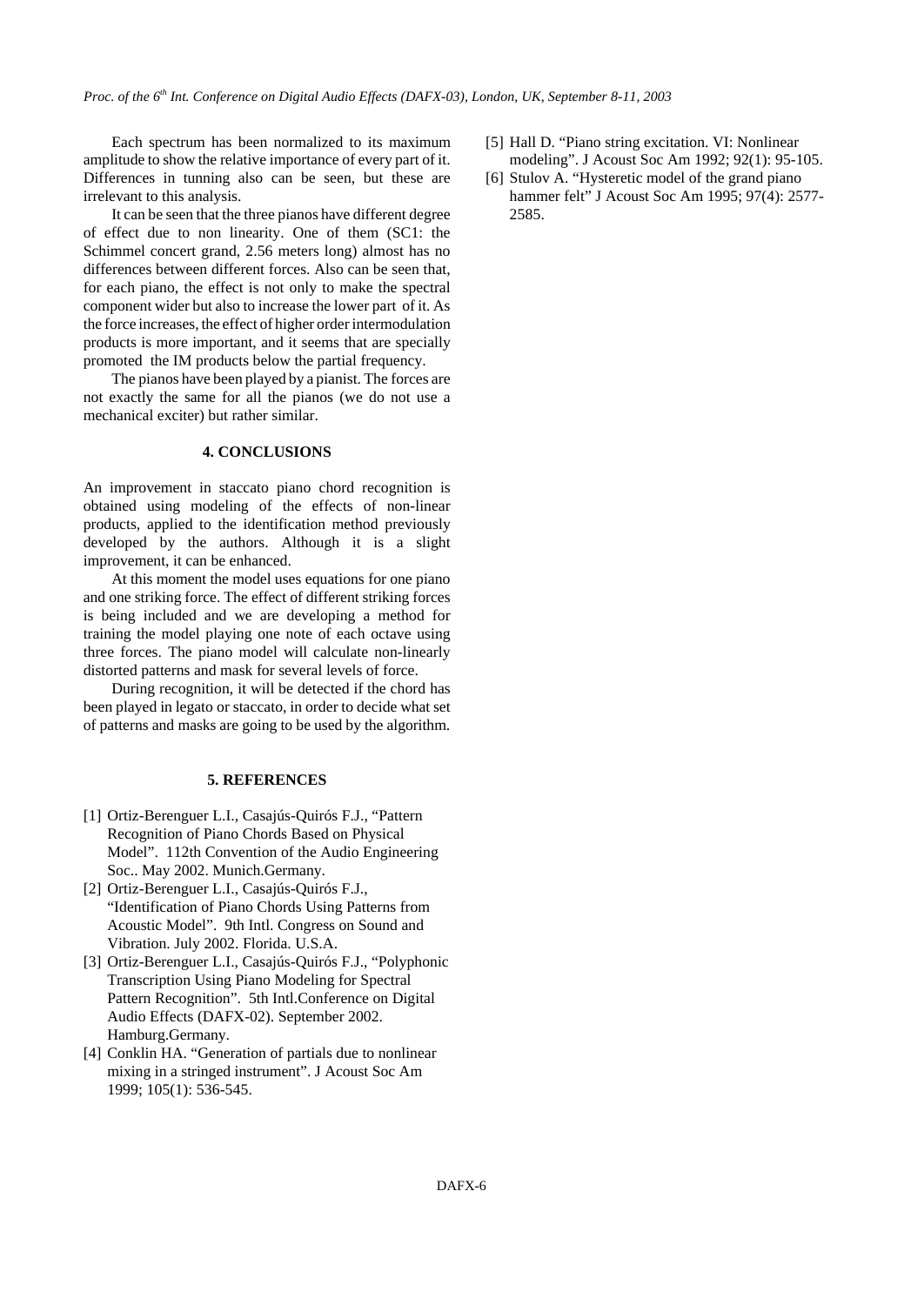Each spectrum has been normalized to its maximum amplitude to show the relative importance of every part of it. Differences in tunning also can be seen, but these are irrelevant to this analysis.

It can be seen that the three pianos have different degree of effect due to non linearity. One of them (SC1: the Schimmel concert grand, 2.56 meters long) almost has no differences between different forces. Also can be seen that, for each piano, the effect is not only to make the spectral component wider but also to increase the lower part of it. As the force increases, the effect of higher order intermodulation products is more important, and it seems that are specially promoted the IM products below the partial frequency.

The pianos have been played by a pianist. The forces are not exactly the same for all the pianos (we do not use a mechanical exciter) but rather similar.

## 4. CONCLUSIONS

An improvement in staccato piano chord recognition is obtained using modeling of the effects of non-linear products, applied to the identification method previously developed by the authors. Although it is a slight improvement, it can be enhanced.

At this moment the model uses equations for one piano and one striking force. The effect of different striking forces is being included and we are developing a method for training the model playing one note of each octave using three forces. The piano model will calculate non-linearly distorted patterns and mask for several levels of force.

During recognition, it will be detected if the chord has been played in legato or staccato, in order to decide what set of patterns and masks are going to be used by the algorithm.

## 5. REFERENCES

[1] Ortiz-Berenguer L.I., Casajús-Quirós F.J., "Pattern Recognition of Piano Chords Based on Physical Model". 112th Convention of the Audio Engineering Soc.. May 2002. Munich.Germany.

[2] Ortiz-Berenguer L.I., Casajús-Quirós F.J., "Identification of Piano Chords Using Patterns from Acoustic Model". 9th Intl. Congress on Sound and Vibration. July 2002. Florida. U.S.A.

[3] Ortiz-Berenguer L.I., Casajús-Quirós F.J., "Polyphonic Transcription Using Piano Modeling for Spectral Pattern Recognition". 5th Intl.Conference on Digital Audio Effects (DAFX-02). September 2002. Hamburg.Germany.

[4] Conklin HA. "Generation of partials due to nonlinear mixing in a stringed instrument". J Acoust Soc Am 1999; 105(1): 536-545.

[5] Hall D. "Piano string excitation. VI: Nonlinear modeling". J Acoust Soc Am 1992; 92(1): 95-105.

[6] Stulov A. "Hysteretic model of the grand piano hammer felt" J Acoust Soc Am 1995; 97(4): 2577-2585.